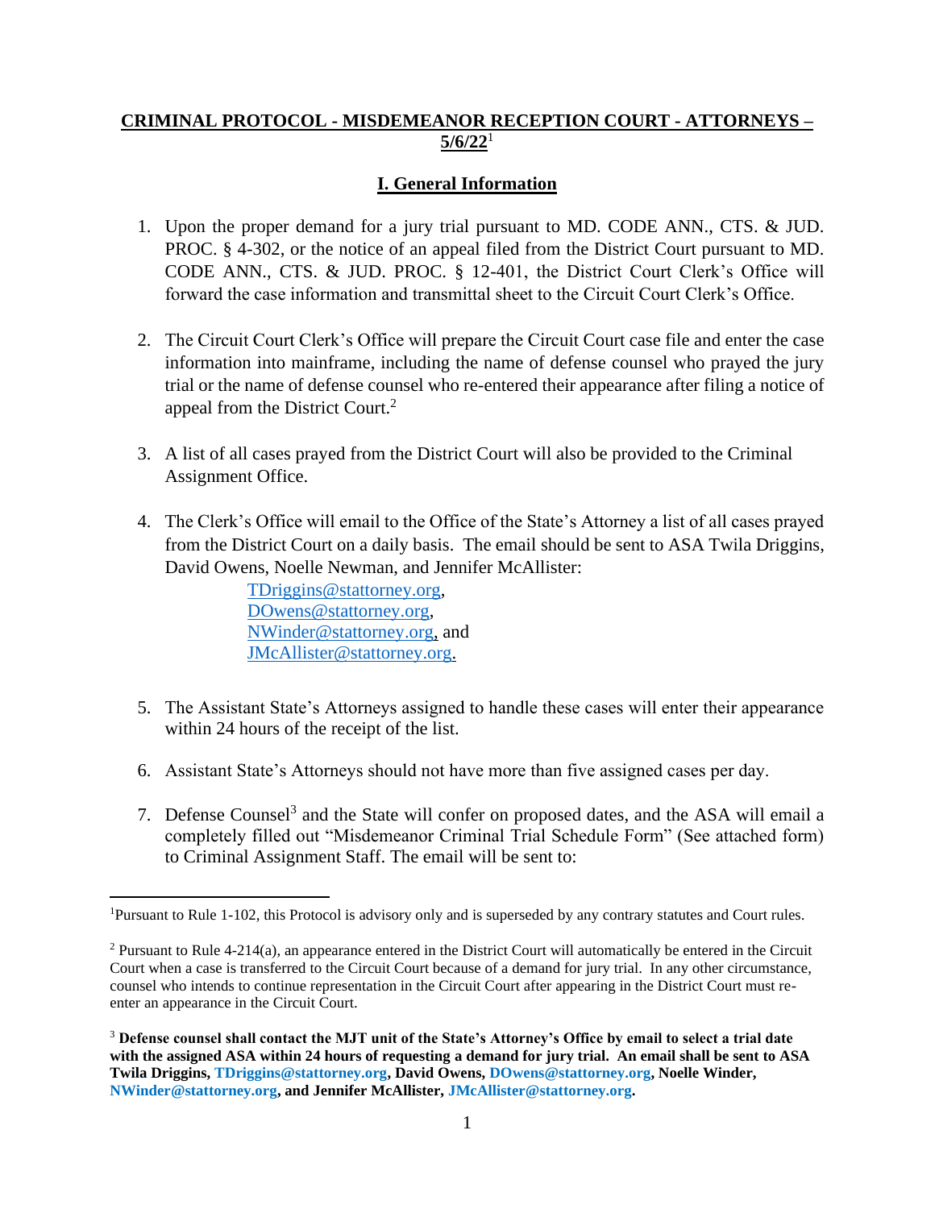# CRIMINAL PROTOCOL - MISDEMEANOR RECEPTION COURT - ATTORNEYS – 5/6/22[1]

## I. General Information

1. Upon the proper demand for a jury trial pursuant to MD. CODE ANN., CTS. & JUD. PROC. § 4-302, or the notice of an appeal filed from the District Court pursuant to MD. CODE ANN., CTS. & JUD. PROC. § 12-401, the District Court Clerk's Office will forward the case information and transmittal sheet to the Circuit Court Clerk's Office.

2. The Circuit Court Clerk's Office will prepare the Circuit Court case file and enter the case information into mainframe, including the name of defense counsel who prayed the jury trial or the name of defense counsel who re-entered their appearance after filing a notice of appeal from the District Court.[2]

3. A list of all cases prayed from the District Court will also be provided to the Criminal Assignment Office.

4. The Clerk's Office will email to the Office of the State's Attorney a list of all cases prayed from the District Court on a daily basis. The email should be sent to ASA Twila Driggins, David Owens, Noelle Newman, and Jennifer McAllister:
   - TDriggins@stattorney.org,
   - DOwens@stattorney.org,
   - NWinder@stattorney.org, and
   - JMcAllister@stattorney.org.

5. The Assistant State's Attorneys assigned to handle these cases will enter their appearance within 24 hours of the receipt of the list.

6. Assistant State's Attorneys should not have more than five assigned cases per day.

7. Defense Counsel[3] and the State will confer on proposed dates, and the ASA will email a completely filled out "Misdemeanor Criminal Trial Schedule Form" (See attached form) to Criminal Assignment Staff. The email will be sent to:

---

[1] Pursuant to Rule 1-102, this Protocol is advisory only and is superseded by any contrary statutes and Court rules.

[2] Pursuant to Rule 4-214(a), an appearance entered in the District Court will automatically be entered in the Circuit Court when a case is transferred to the Circuit Court because of a demand for jury trial. In any other circumstance, counsel who intends to continue representation in the Circuit Court after appearing in the District Court must re-enter an appearance in the Circuit Court.

[3] **Defense counsel shall contact the MJT unit of the State's Attorney's Office by email to select a trial date with the assigned ASA within 24 hours of requesting a demand for jury trial. An email shall be sent to ASA Twila Driggins, TDriggins@stattorney.org, David Owens, DOwens@stattorney.org, Noelle Winder, NWinder@stattorney.org, and Jennifer McAllister, JMcAllister@stattorney.org.**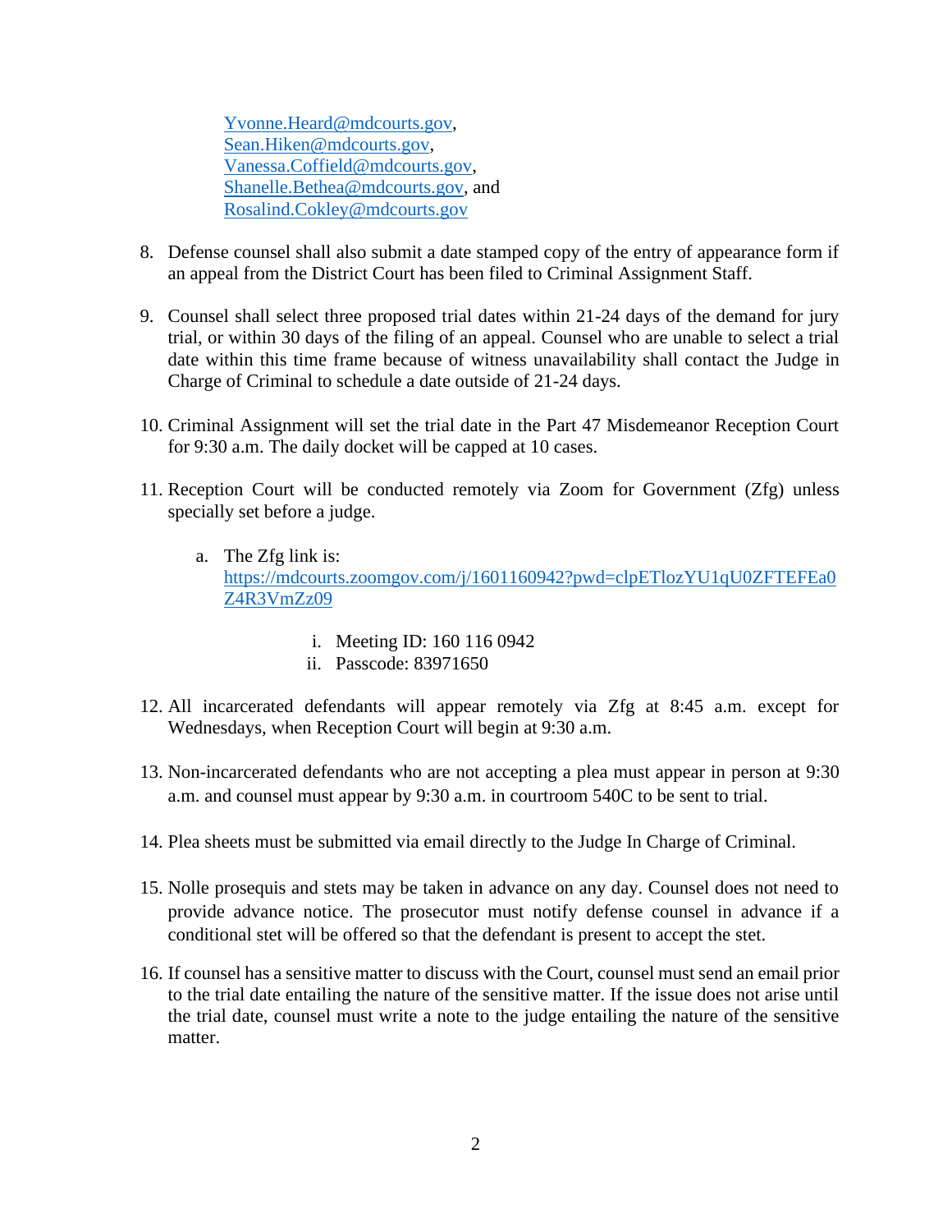[Yvonne.Heard@mdcourts.gov](mailto:Yvonne.Heard@mdcourts.gov),
[Sean.Hiken@mdcourts.gov](mailto:Sean.Hiken@mdcourts.gov),
[Vanessa.Coffield@mdcourts.gov](mailto:Vanessa.Coffield@mdcourts.gov),
[Shanelle.Bethea@mdcourts.gov](mailto:Shanelle.Bethea@mdcourts.gov), and
[Rosalind.Cokley@mdcourts.gov](mailto:Rosalind.Cokley@mdcourts.gov)

8. Defense counsel shall also submit a date stamped copy of the entry of appearance form if an appeal from the District Court has been filed to Criminal Assignment Staff.

9. Counsel shall select three proposed trial dates within 21-24 days of the demand for jury trial, or within 30 days of the filing of an appeal. Counsel who are unable to select a trial date within this time frame because of witness unavailability shall contact the Judge in Charge of Criminal to schedule a date outside of 21-24 days.

10. Criminal Assignment will set the trial date in the Part 47 Misdemeanor Reception Court for 9:30 a.m. The daily docket will be capped at 10 cases.

11. Reception Court will be conducted remotely via Zoom for Government (Zfg) unless specially set before a judge.

    a. The Zfg link is: [https://mdcourts.zoomgov.com/j/1601160942?pwd=clpETlozYU1qU0ZFTEFEa0Z4R3VmZz09](https://mdcourts.zoomgov.com/j/1601160942?pwd=clpETlozYU1qU0ZFTEFEa0Z4R3VmZz09)

        i. Meeting ID: 160 116 0942
        ii. Passcode: 83971650

12. All incarcerated defendants will appear remotely via Zfg at 8:45 a.m. except for Wednesdays, when Reception Court will begin at 9:30 a.m.

13. Non-incarcerated defendants who are not accepting a plea must appear in person at 9:30 a.m. and counsel must appear by 9:30 a.m. in courtroom 540C to be sent to trial.

14. Plea sheets must be submitted via email directly to the Judge In Charge of Criminal.

15. Nolle prosequis and stets may be taken in advance on any day. Counsel does not need to provide advance notice. The prosecutor must notify defense counsel in advance if a conditional stet will be offered so that the defendant is present to accept the stet.

16. If counsel has a sensitive matter to discuss with the Court, counsel must send an email prior to the trial date entailing the nature of the sensitive matter. If the issue does not arise until the trial date, counsel must write a note to the judge entailing the nature of the sensitive matter.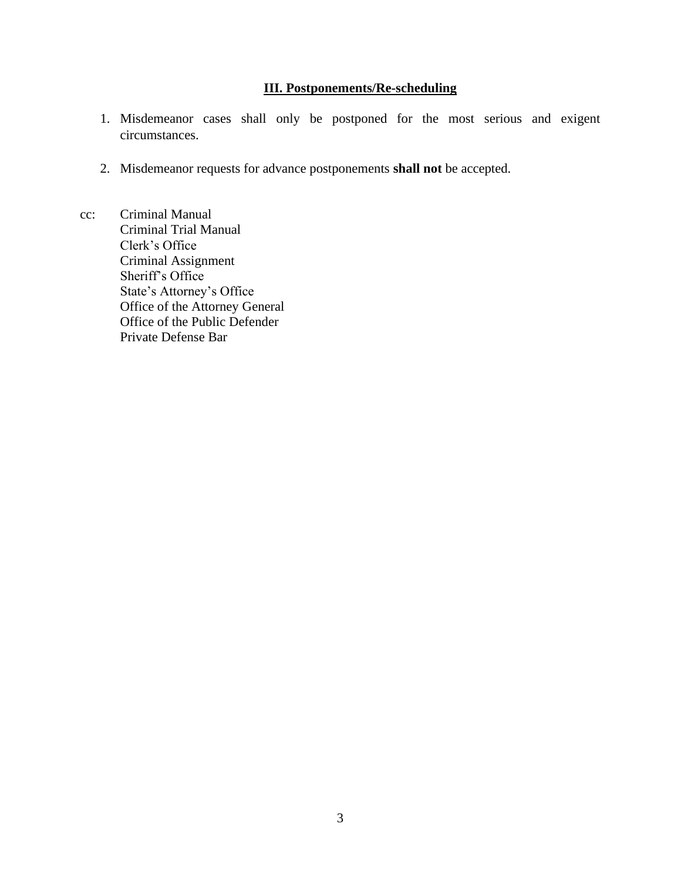## III. Postponements/Re-scheduling

1. Misdemeanor cases shall only be postponed for the most serious and exigent circumstances.

2. Misdemeanor requests for advance postponements **shall not** be accepted.

cc: Criminal Manual
Criminal Trial Manual
Clerk's Office
Criminal Assignment
Sheriff's Office
State's Attorney's Office
Office of the Attorney General
Office of the Public Defender
Private Defense Bar